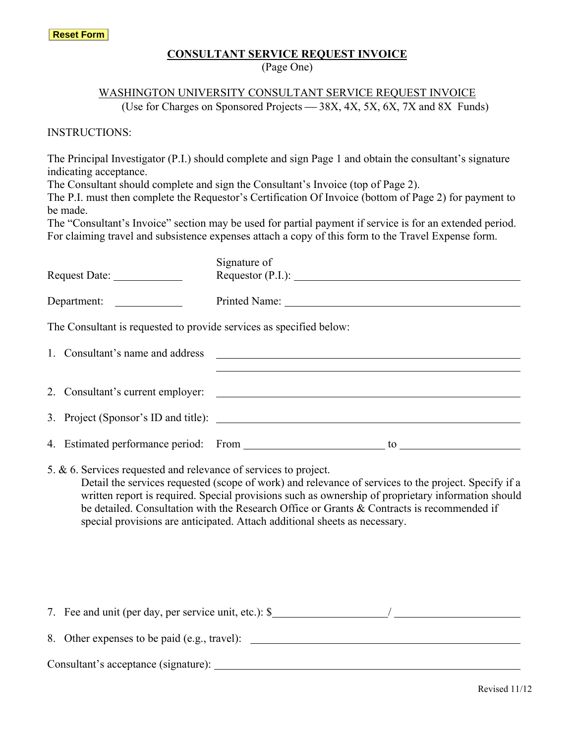Reset Form

# CONSULTANT SERVICE REQUEST INVOICE

(Page One)

## WASHINGTON UNIVERSITY CONSULTANT SERVICE REQUEST INVOICE

(Use for Charges on Sponsored Projects — 38X, 4X, 5X, 6X, 7X and 8X Funds)

INSTRUCTIONS:

The Principal Investigator (P.I.) should complete and sign Page 1 and obtain the consultant's signature indicating acceptance.
The Consultant should complete and sign the Consultant's Invoice (top of Page 2).
The P.I. must then complete the Requestor's Certification Of Invoice (bottom of Page 2) for payment to be made.
The "Consultant's Invoice" section may be used for partial payment if service is for an extended period.
For claiming travel and subsistence expenses attach a copy of this form to the Travel Expense form.

Request Date: ____________  Signature of Requestor (P.I.): ________________________________________

Department: ____________  Printed Name: ________________________________________

The Consultant is requested to provide services as specified below:

1. Consultant's name and address ________________________________________
________________________________________

2. Consultant's current employer: ________________________________________

3. Project (Sponsor's ID and title): ________________________________________

4. Estimated performance period: From ________________________ to ____________________

5. & 6. Services requested and relevance of services to project.
Detail the services requested (scope of work) and relevance of services to the project. Specify if a written report is required. Special provisions such as ownership of proprietary information should be detailed. Consultation with the Research Office or Grants & Contracts is recommended if special provisions are anticipated. Attach additional sheets as necessary.

7. Fee and unit (per day, per service unit, etc.): $____________________/ ____________________

8. Other expenses to be paid (e.g., travel): ________________________________________

Consultant's acceptance (signature): ________________________________________

Revised 11/12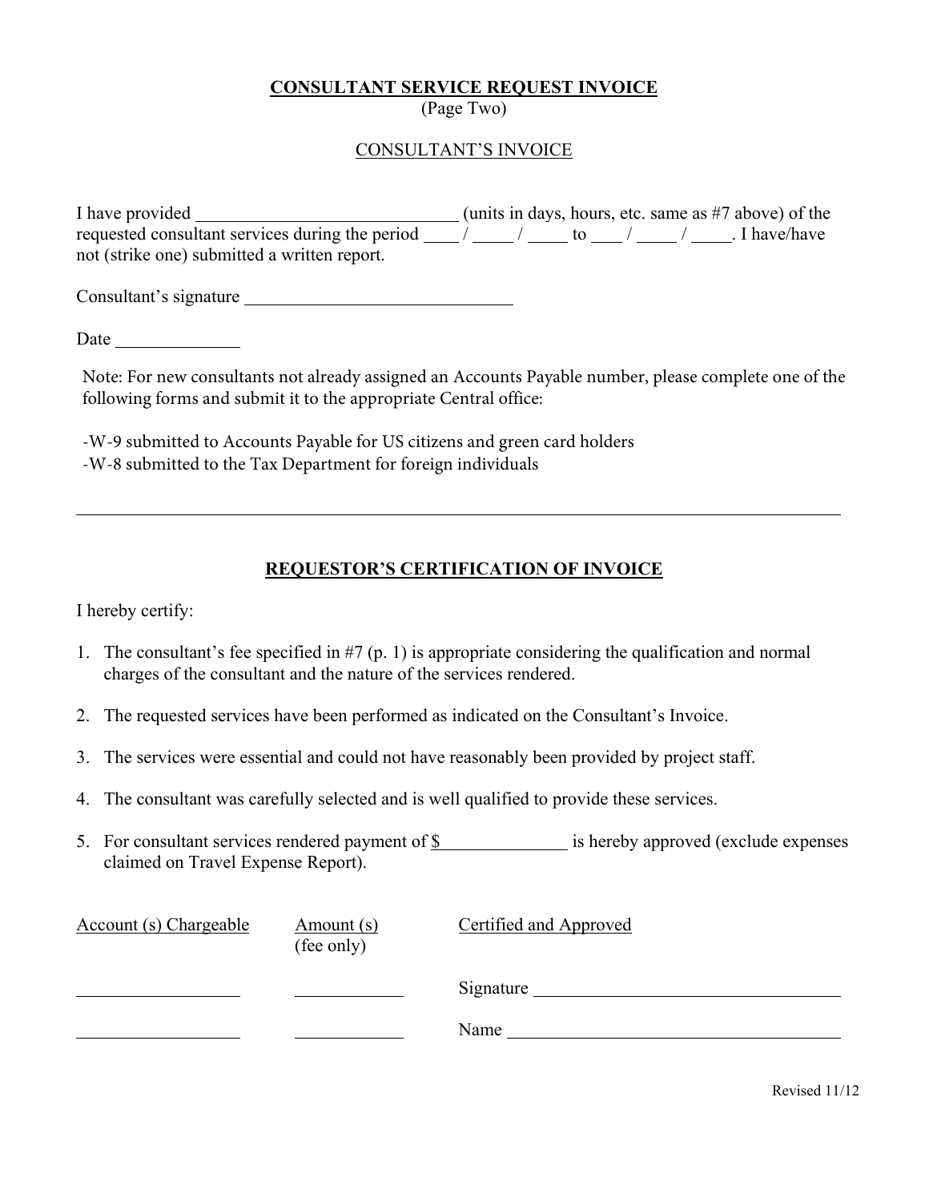**CONSULTANT SERVICE REQUEST INVOICE**
(Page Two)

CONSULTANT'S INVOICE

I have provided ____________________________ (units in days, hours, etc. same as #7 above) of the requested consultant services during the period ____ / ____ / ____ to ___ / ____ / ____. I have/have not (strike one) submitted a written report.

Consultant's signature ______________________________

Date _____________

Note: For new consultants not already assigned an Accounts Payable number, please complete one of the following forms and submit it to the appropriate Central office:

-W-9 submitted to Accounts Payable for US citizens and green card holders
-W-8 submitted to the Tax Department for foreign individuals

---

**REQUESTOR'S CERTIFICATION OF INVOICE**

I hereby certify:

1. The consultant's fee specified in #7 (p. 1) is appropriate considering the qualification and normal charges of the consultant and the nature of the services rendered.

2. The requested services have been performed as indicated on the Consultant's Invoice.

3. The services were essential and could not have reasonably been provided by project staff.

4. The consultant was carefully selected and is well qualified to provide these services.

5. For consultant services rendered payment of $_____________ is hereby approved (exclude expenses claimed on Travel Expense Report).

| Account (s) Chargeable | Amount (s) (fee only) | Certified and Approved |
|---|---|---|
| _________________ | ___________ | Signature ________________________________ |
| _________________ | ___________ | Name ____________________________________ |

Revised 11/12